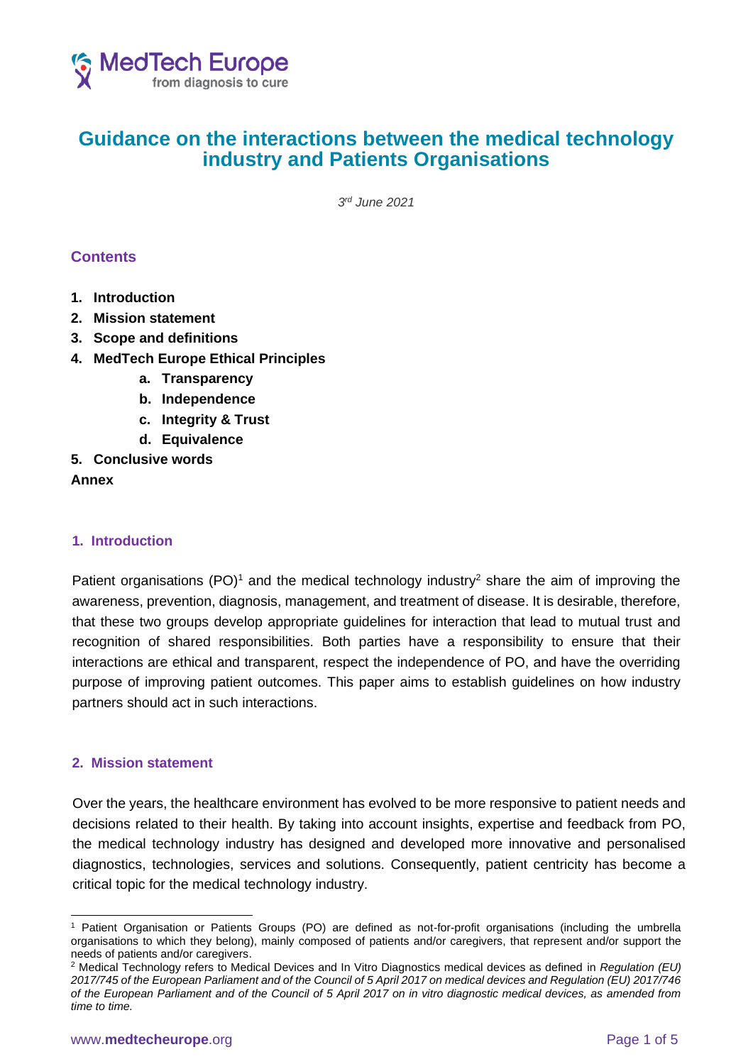# Guidance on the interactions between the medical technology industry and Patients Organisations

*3rd June 2021*

## Contents

1. **Introduction**
2. **Mission statement**
3. **Scope and definitions**
4. **MedTech Europe Ethical Principles**
    a. **Transparency**
    b. **Independence**
    c. **Integrity & Trust**
    d. **Equivalence**
5. **Conclusive words**

**Annex**

## 1. Introduction

Patient organisations (PO)[1] and the medical technology industry[2] share the aim of improving the awareness, prevention, diagnosis, management, and treatment of disease. It is desirable, therefore, that these two groups develop appropriate guidelines for interaction that lead to mutual trust and recognition of shared responsibilities. Both parties have a responsibility to ensure that their interactions are ethical and transparent, respect the independence of PO, and have the overriding purpose of improving patient outcomes. This paper aims to establish guidelines on how industry partners should act in such interactions.

## 2. Mission statement

Over the years, the healthcare environment has evolved to be more responsive to patient needs and decisions related to their health. By taking into account insights, expertise and feedback from PO, the medical technology industry has designed and developed more innovative and personalised diagnostics, technologies, services and solutions. Consequently, patient centricity has become a critical topic for the medical technology industry.

---

[1] Patient Organisation or Patients Groups (PO) are defined as not-for-profit organisations (including the umbrella organisations to which they belong), mainly composed of patients and/or caregivers, that represent and/or support the needs of patients and/or caregivers.

[2] Medical Technology refers to Medical Devices and In Vitro Diagnostics medical devices as defined in *Regulation (EU) 2017/745 of the European Parliament and of the Council of 5 April 2017 on medical devices and Regulation (EU) 2017/746 of the European Parliament and of the Council of 5 April 2017 on in vitro diagnostic medical devices, as amended from time to time.*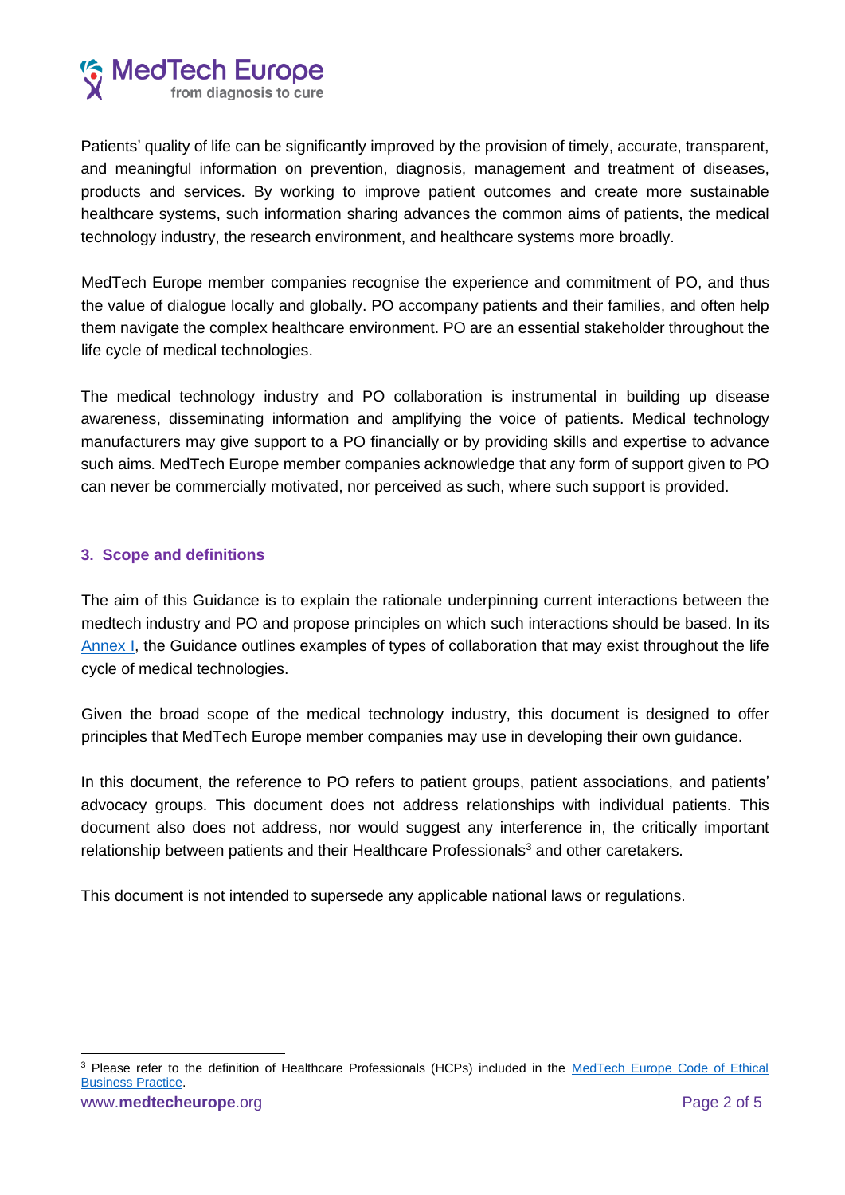Patients' quality of life can be significantly improved by the provision of timely, accurate, transparent, and meaningful information on prevention, diagnosis, management and treatment of diseases, products and services. By working to improve patient outcomes and create more sustainable healthcare systems, such information sharing advances the common aims of patients, the medical technology industry, the research environment, and healthcare systems more broadly.

MedTech Europe member companies recognise the experience and commitment of PO, and thus the value of dialogue locally and globally. PO accompany patients and their families, and often help them navigate the complex healthcare environment. PO are an essential stakeholder throughout the life cycle of medical technologies.

The medical technology industry and PO collaboration is instrumental in building up disease awareness, disseminating information and amplifying the voice of patients. Medical technology manufacturers may give support to a PO financially or by providing skills and expertise to advance such aims. MedTech Europe member companies acknowledge that any form of support given to PO can never be commercially motivated, nor perceived as such, where such support is provided.

## 3. Scope and definitions

The aim of this Guidance is to explain the rationale underpinning current interactions between the medtech industry and PO and propose principles on which such interactions should be based. In its Annex I, the Guidance outlines examples of types of collaboration that may exist throughout the life cycle of medical technologies.

Given the broad scope of the medical technology industry, this document is designed to offer principles that MedTech Europe member companies may use in developing their own guidance.

In this document, the reference to PO refers to patient groups, patient associations, and patients' advocacy groups. This document does not address relationships with individual patients. This document also does not address, nor would suggest any interference in, the critically important relationship between patients and their Healthcare Professionals[3] and other caretakers.

This document is not intended to supersede any applicable national laws or regulations.

[3] Please refer to the definition of Healthcare Professionals (HCPs) included in the MedTech Europe Code of Ethical Business Practice.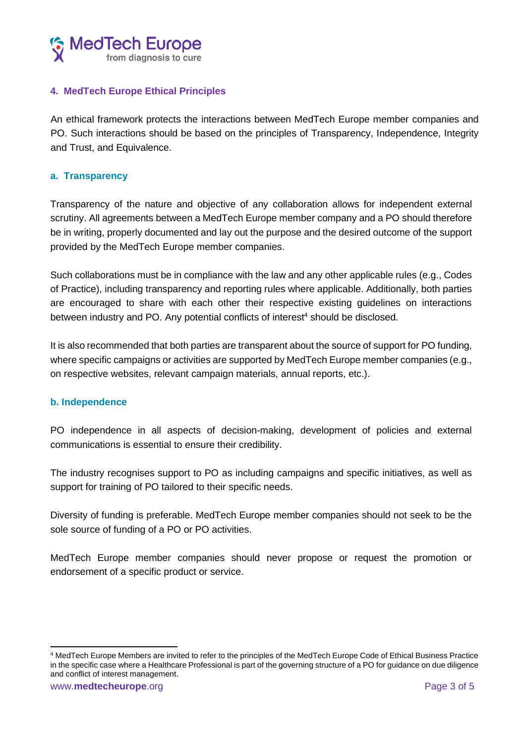## 4. MedTech Europe Ethical Principles

An ethical framework protects the interactions between MedTech Europe member companies and PO. Such interactions should be based on the principles of Transparency, Independence, Integrity and Trust, and Equivalence.

### a. Transparency

Transparency of the nature and objective of any collaboration allows for independent external scrutiny. All agreements between a MedTech Europe member company and a PO should therefore be in writing, properly documented and lay out the purpose and the desired outcome of the support provided by the MedTech Europe member companies.

Such collaborations must be in compliance with the law and any other applicable rules (e.g., Codes of Practice), including transparency and reporting rules where applicable. Additionally, both parties are encouraged to share with each other their respective existing guidelines on interactions between industry and PO. Any potential conflicts of interest[4] should be disclosed.

It is also recommended that both parties are transparent about the source of support for PO funding, where specific campaigns or activities are supported by MedTech Europe member companies (e.g., on respective websites, relevant campaign materials, annual reports, etc.).

### b. Independence

PO independence in all aspects of decision-making, development of policies and external communications is essential to ensure their credibility.

The industry recognises support to PO as including campaigns and specific initiatives, as well as support for training of PO tailored to their specific needs.

Diversity of funding is preferable. MedTech Europe member companies should not seek to be the sole source of funding of a PO or PO activities.

MedTech Europe member companies should never propose or request the promotion or endorsement of a specific product or service.

---

[4] MedTech Europe Members are invited to refer to the principles of the MedTech Europe Code of Ethical Business Practice in the specific case where a Healthcare Professional is part of the governing structure of a PO for guidance on due diligence and conflict of interest management.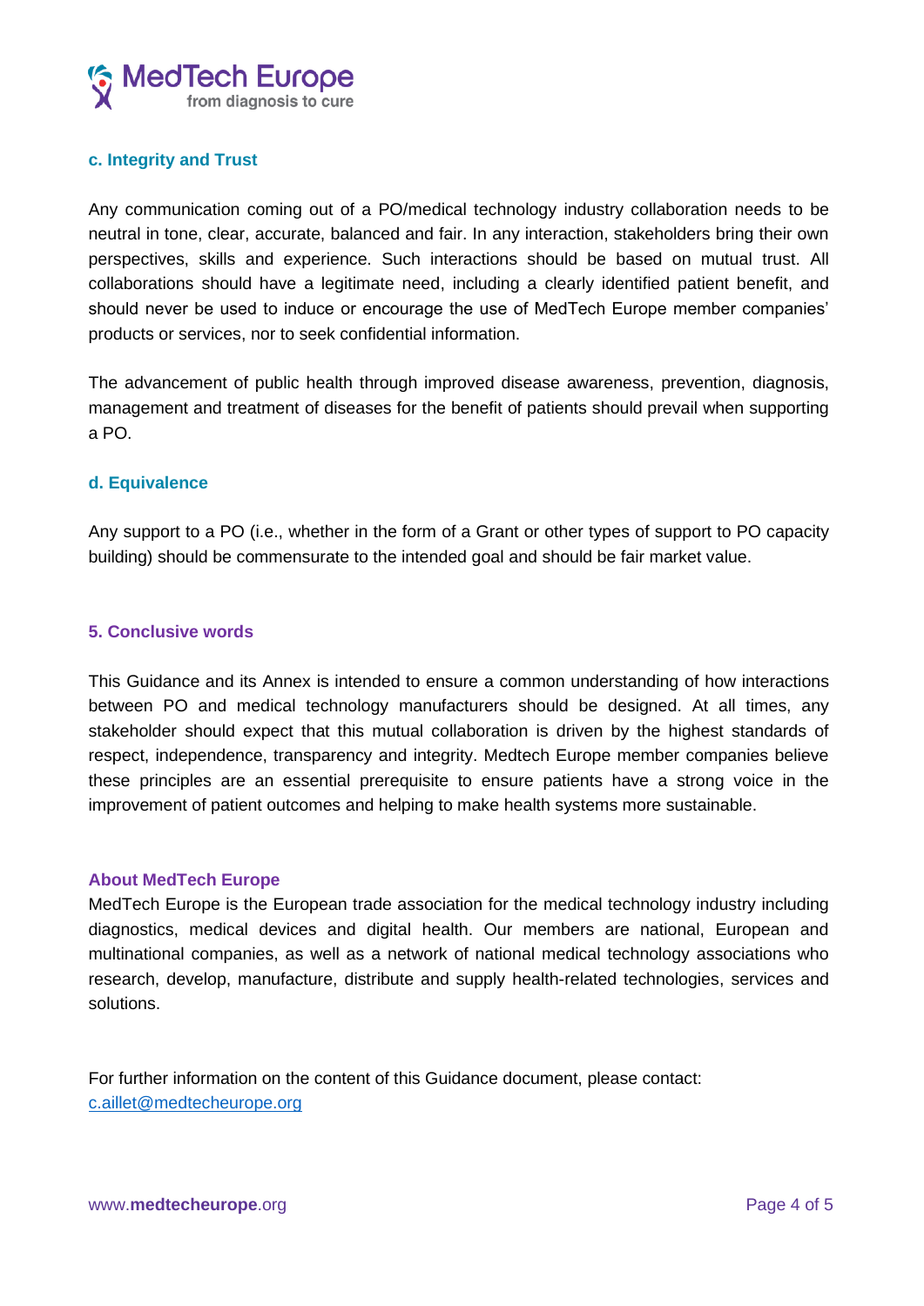### c. Integrity and Trust

Any communication coming out of a PO/medical technology industry collaboration needs to be neutral in tone, clear, accurate, balanced and fair. In any interaction, stakeholders bring their own perspectives, skills and experience. Such interactions should be based on mutual trust. All collaborations should have a legitimate need, including a clearly identified patient benefit, and should never be used to induce or encourage the use of MedTech Europe member companies' products or services, nor to seek confidential information.

The advancement of public health through improved disease awareness, prevention, diagnosis, management and treatment of diseases for the benefit of patients should prevail when supporting a PO.

### d. Equivalence

Any support to a PO (i.e., whether in the form of a Grant or other types of support to PO capacity building) should be commensurate to the intended goal and should be fair market value.

## 5. Conclusive words

This Guidance and its Annex is intended to ensure a common understanding of how interactions between PO and medical technology manufacturers should be designed. At all times, any stakeholder should expect that this mutual collaboration is driven by the highest standards of respect, independence, transparency and integrity. Medtech Europe member companies believe these principles are an essential prerequisite to ensure patients have a strong voice in the improvement of patient outcomes and helping to make health systems more sustainable.

**About MedTech Europe**

MedTech Europe is the European trade association for the medical technology industry including diagnostics, medical devices and digital health. Our members are national, European and multinational companies, as well as a network of national medical technology associations who research, develop, manufacture, distribute and supply health-related technologies, services and solutions.

For further information on the content of this Guidance document, please contact:
c.aillet@medtecheurope.org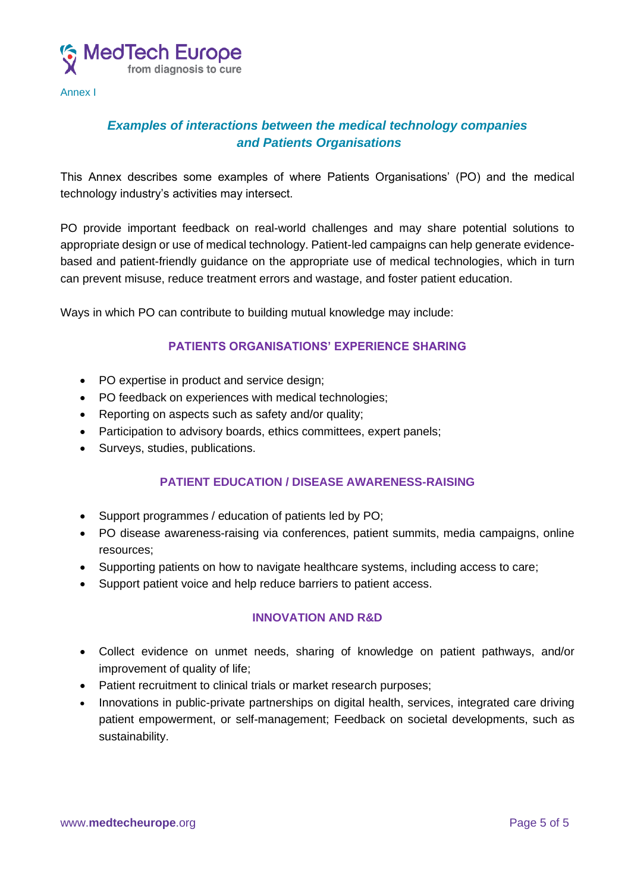Annex I

## *Examples of interactions between the medical technology companies and Patients Organisations*

This Annex describes some examples of where Patients Organisations' (PO) and the medical technology industry's activities may intersect.

PO provide important feedback on real-world challenges and may share potential solutions to appropriate design or use of medical technology. Patient-led campaigns can help generate evidence-based and patient-friendly guidance on the appropriate use of medical technologies, which in turn can prevent misuse, reduce treatment errors and wastage, and foster patient education.

Ways in which PO can contribute to building mutual knowledge may include:

### PATIENTS ORGANISATIONS' EXPERIENCE SHARING

- PO expertise in product and service design;
- PO feedback on experiences with medical technologies;
- Reporting on aspects such as safety and/or quality;
- Participation to advisory boards, ethics committees, expert panels;
- Surveys, studies, publications.

### PATIENT EDUCATION / DISEASE AWARENESS-RAISING

- Support programmes / education of patients led by PO;
- PO disease awareness-raising via conferences, patient summits, media campaigns, online resources;
- Supporting patients on how to navigate healthcare systems, including access to care;
- Support patient voice and help reduce barriers to patient access.

### INNOVATION AND R&D

- Collect evidence on unmet needs, sharing of knowledge on patient pathways, and/or improvement of quality of life;
- Patient recruitment to clinical trials or market research purposes;
- Innovations in public-private partnerships on digital health, services, integrated care driving patient empowerment, or self-management; Feedback on societal developments, such as sustainability.